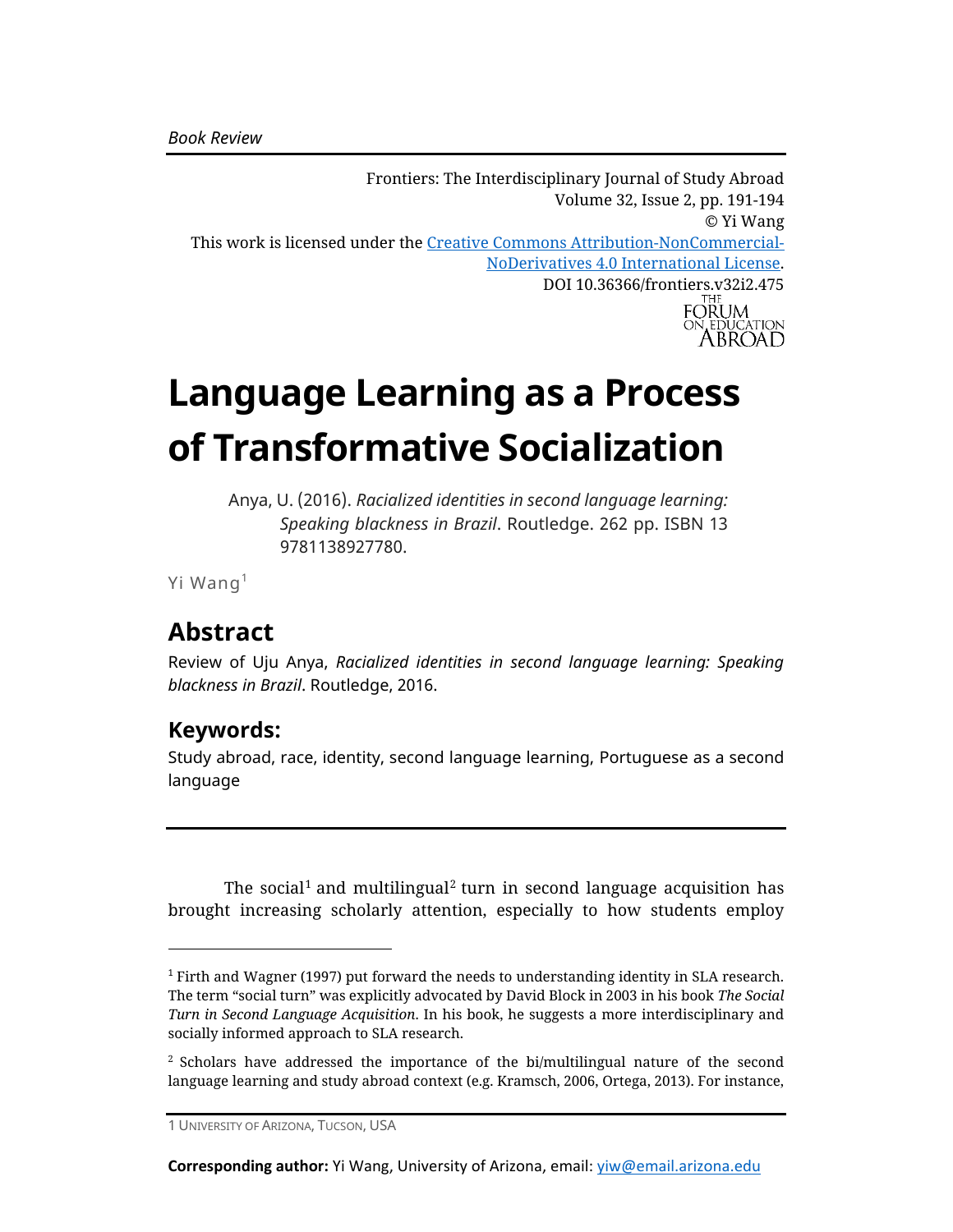*Book Review*

Frontiers: The Interdisciplinary Journal of Study Abroad
Volume 32, Issue 2, pp. 191-194
© Yi Wang
This work is licensed under the [Creative Commons Attribution-NonCommercial-NoDerivatives 4.0 International License](https://creativecommons.org/licenses/by-nc-nd/4.0/).
DOI 10.36366/frontiers.v32i2.475

THE FORUM ON EDUCATION ABROAD

# Language Learning as a Process of Transformative Socialization

Anya, U. (2016). *Racialized identities in second language learning: Speaking blackness in Brazil*. Routledge. 262 pp. ISBN 13 9781138927780.

Yi Wang[1]

## Abstract

Review of Uju Anya, *Racialized identities in second language learning: Speaking blackness in Brazil*. Routledge, 2016.

### Keywords:

Study abroad, race, identity, second language learning, Portuguese as a second language

---

The social[1] and multilingual[2] turn in second language acquisition has brought increasing scholarly attention, especially to how students employ

[1] Firth and Wagner (1997) put forward the needs to understanding identity in SLA research. The term "social turn" was explicitly advocated by David Block in 2003 in his book *The Social Turn in Second Language Acquisition*. In his book, he suggests a more interdisciplinary and socially informed approach to SLA research.

[2] Scholars have addressed the importance of the bi/multilingual nature of the second language learning and study abroad context (e.g. Kramsch, 2006, Ortega, 2013). For instance,

1 University of Arizona, Tucson, USA

**Corresponding author:** Yi Wang, University of Arizona, email: yiw@email.arizona.edu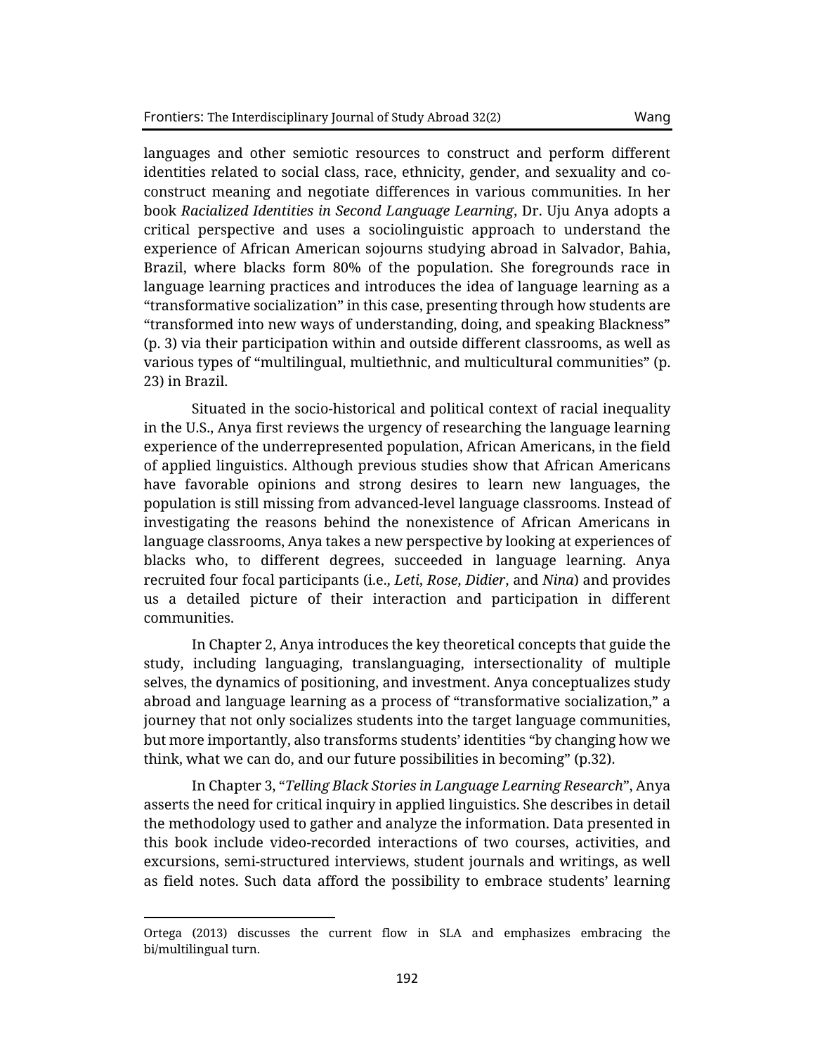languages and other semiotic resources to construct and perform different identities related to social class, race, ethnicity, gender, and sexuality and co-construct meaning and negotiate differences in various communities. In her book *Racialized Identities in Second Language Learning*, Dr. Uju Anya adopts a critical perspective and uses a sociolinguistic approach to understand the experience of African American sojourns studying abroad in Salvador, Bahia, Brazil, where blacks form 80% of the population. She foregrounds race in language learning practices and introduces the idea of language learning as a "transformative socialization" in this case, presenting through how students are "transformed into new ways of understanding, doing, and speaking Blackness" (p. 3) via their participation within and outside different classrooms, as well as various types of "multilingual, multiethnic, and multicultural communities" (p. 23) in Brazil.

Situated in the socio-historical and political context of racial inequality in the U.S., Anya first reviews the urgency of researching the language learning experience of the underrepresented population, African Americans, in the field of applied linguistics. Although previous studies show that African Americans have favorable opinions and strong desires to learn new languages, the population is still missing from advanced-level language classrooms. Instead of investigating the reasons behind the nonexistence of African Americans in language classrooms, Anya takes a new perspective by looking at experiences of blacks who, to different degrees, succeeded in language learning. Anya recruited four focal participants (i.e., *Leti*, *Rose*, *Didier*, and *Nina*) and provides us a detailed picture of their interaction and participation in different communities.

In Chapter 2, Anya introduces the key theoretical concepts that guide the study, including languaging, translanguaging, intersectionality of multiple selves, the dynamics of positioning, and investment. Anya conceptualizes study abroad and language learning as a process of "transformative socialization," a journey that not only socializes students into the target language communities, but more importantly, also transforms students' identities "by changing how we think, what we can do, and our future possibilities in becoming" (p.32).

In Chapter 3, "*Telling Black Stories in Language Learning Research*", Anya asserts the need for critical inquiry in applied linguistics. She describes in detail the methodology used to gather and analyze the information. Data presented in this book include video-recorded interactions of two courses, activities, and excursions, semi-structured interviews, student journals and writings, as well as field notes. Such data afford the possibility to embrace students' learning

---

Ortega (2013) discusses the current flow in SLA and emphasizes embracing the bi/multilingual turn.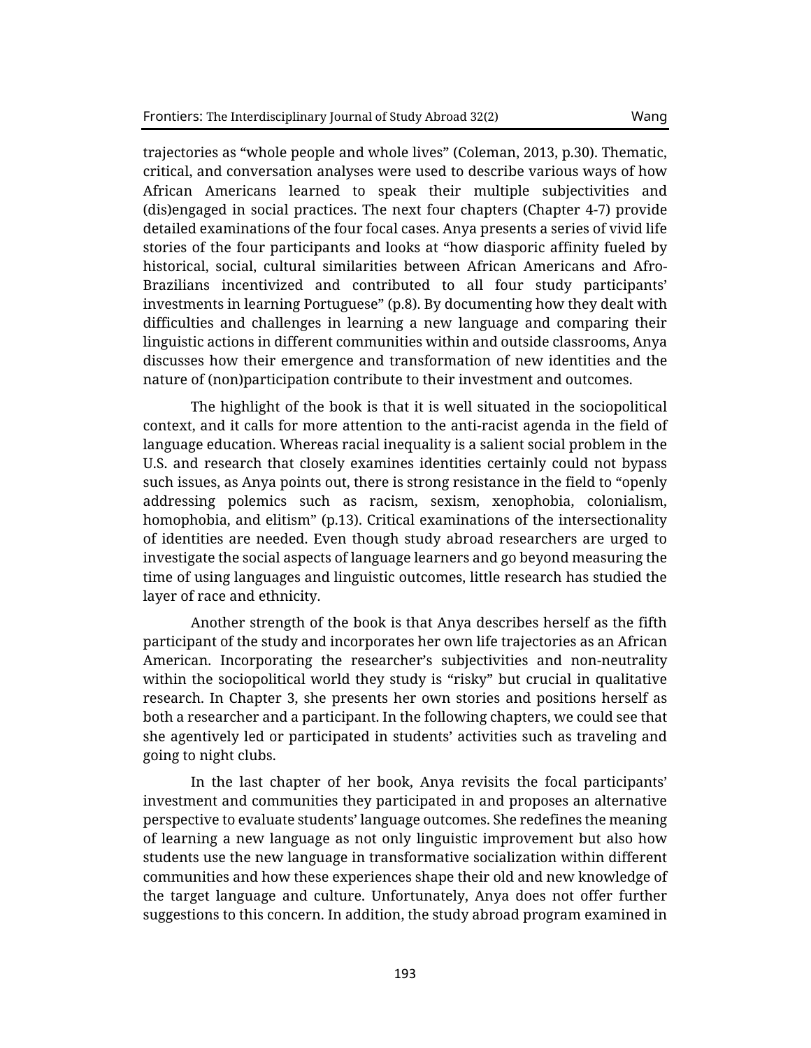trajectories as "whole people and whole lives" (Coleman, 2013, p.30). Thematic, critical, and conversation analyses were used to describe various ways of how African Americans learned to speak their multiple subjectivities and (dis)engaged in social practices. The next four chapters (Chapter 4-7) provide detailed examinations of the four focal cases. Anya presents a series of vivid life stories of the four participants and looks at "how diasporic affinity fueled by historical, social, cultural similarities between African Americans and Afro-Brazilians incentivized and contributed to all four study participants' investments in learning Portuguese" (p.8). By documenting how they dealt with difficulties and challenges in learning a new language and comparing their linguistic actions in different communities within and outside classrooms, Anya discusses how their emergence and transformation of new identities and the nature of (non)participation contribute to their investment and outcomes.

The highlight of the book is that it is well situated in the sociopolitical context, and it calls for more attention to the anti-racist agenda in the field of language education. Whereas racial inequality is a salient social problem in the U.S. and research that closely examines identities certainly could not bypass such issues, as Anya points out, there is strong resistance in the field to "openly addressing polemics such as racism, sexism, xenophobia, colonialism, homophobia, and elitism" (p.13). Critical examinations of the intersectionality of identities are needed. Even though study abroad researchers are urged to investigate the social aspects of language learners and go beyond measuring the time of using languages and linguistic outcomes, little research has studied the layer of race and ethnicity.

Another strength of the book is that Anya describes herself as the fifth participant of the study and incorporates her own life trajectories as an African American. Incorporating the researcher's subjectivities and non-neutrality within the sociopolitical world they study is "risky" but crucial in qualitative research. In Chapter 3, she presents her own stories and positions herself as both a researcher and a participant. In the following chapters, we could see that she agentively led or participated in students' activities such as traveling and going to night clubs.

In the last chapter of her book, Anya revisits the focal participants' investment and communities they participated in and proposes an alternative perspective to evaluate students' language outcomes. She redefines the meaning of learning a new language as not only linguistic improvement but also how students use the new language in transformative socialization within different communities and how these experiences shape their old and new knowledge of the target language and culture. Unfortunately, Anya does not offer further suggestions to this concern. In addition, the study abroad program examined in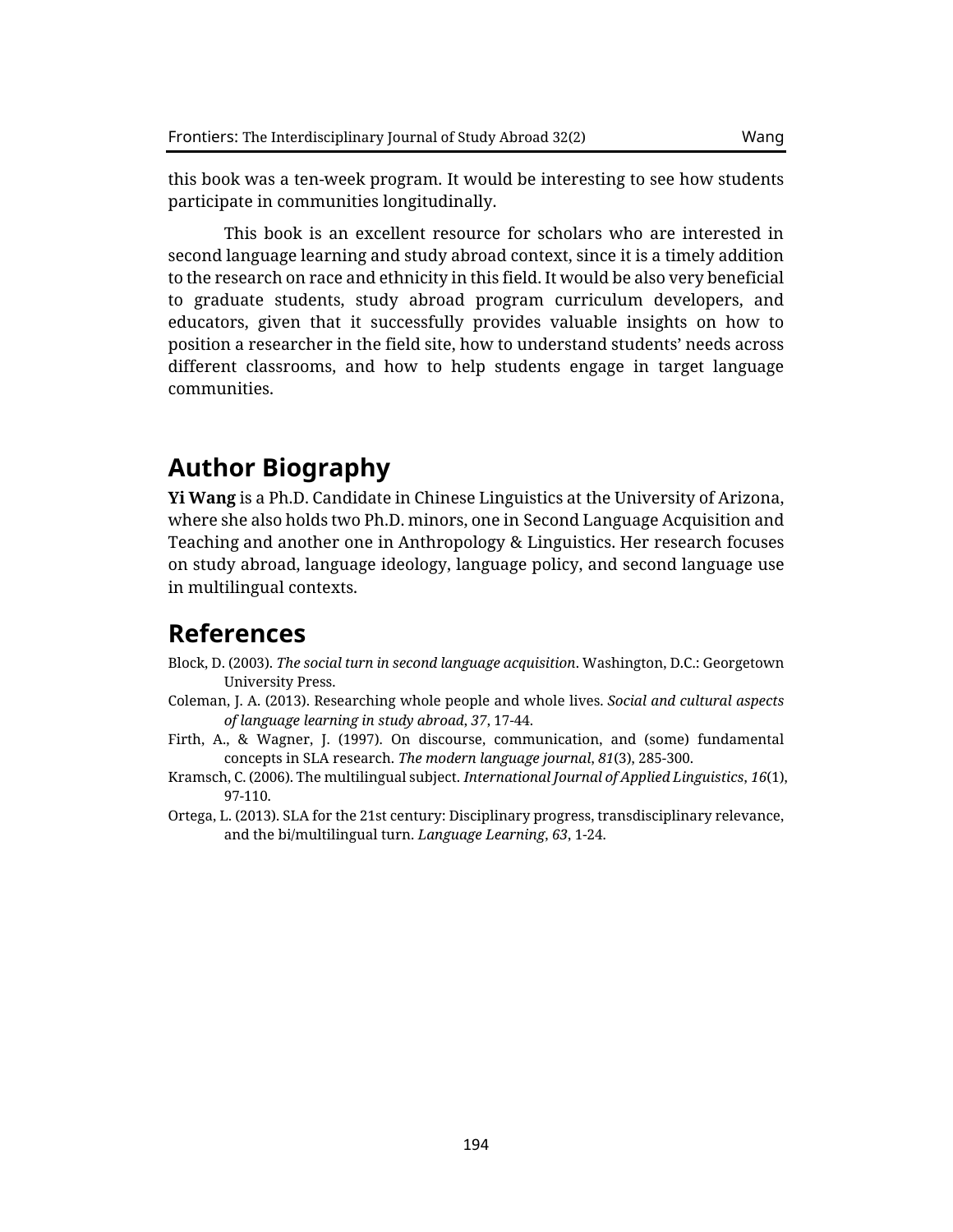this book was a ten-week program. It would be interesting to see how students participate in communities longitudinally.

This book is an excellent resource for scholars who are interested in second language learning and study abroad context, since it is a timely addition to the research on race and ethnicity in this field. It would be also very beneficial to graduate students, study abroad program curriculum developers, and educators, given that it successfully provides valuable insights on how to position a researcher in the field site, how to understand students' needs across different classrooms, and how to help students engage in target language communities.

## Author Biography

**Yi Wang** is a Ph.D. Candidate in Chinese Linguistics at the University of Arizona, where she also holds two Ph.D. minors, one in Second Language Acquisition and Teaching and another one in Anthropology & Linguistics. Her research focuses on study abroad, language ideology, language policy, and second language use in multilingual contexts.

## References

Block, D. (2003). *The social turn in second language acquisition*. Washington, D.C.: Georgetown University Press.

Coleman, J. A. (2013). Researching whole people and whole lives. *Social and cultural aspects of language learning in study abroad*, *37*, 17-44.

Firth, A., & Wagner, J. (1997). On discourse, communication, and (some) fundamental concepts in SLA research. *The modern language journal*, *81*(3), 285-300.

Kramsch, C. (2006). The multilingual subject. *International Journal of Applied Linguistics*, *16*(1), 97-110.

Ortega, L. (2013). SLA for the 21st century: Disciplinary progress, transdisciplinary relevance, and the bi/multilingual turn. *Language Learning*, *63*, 1-24.